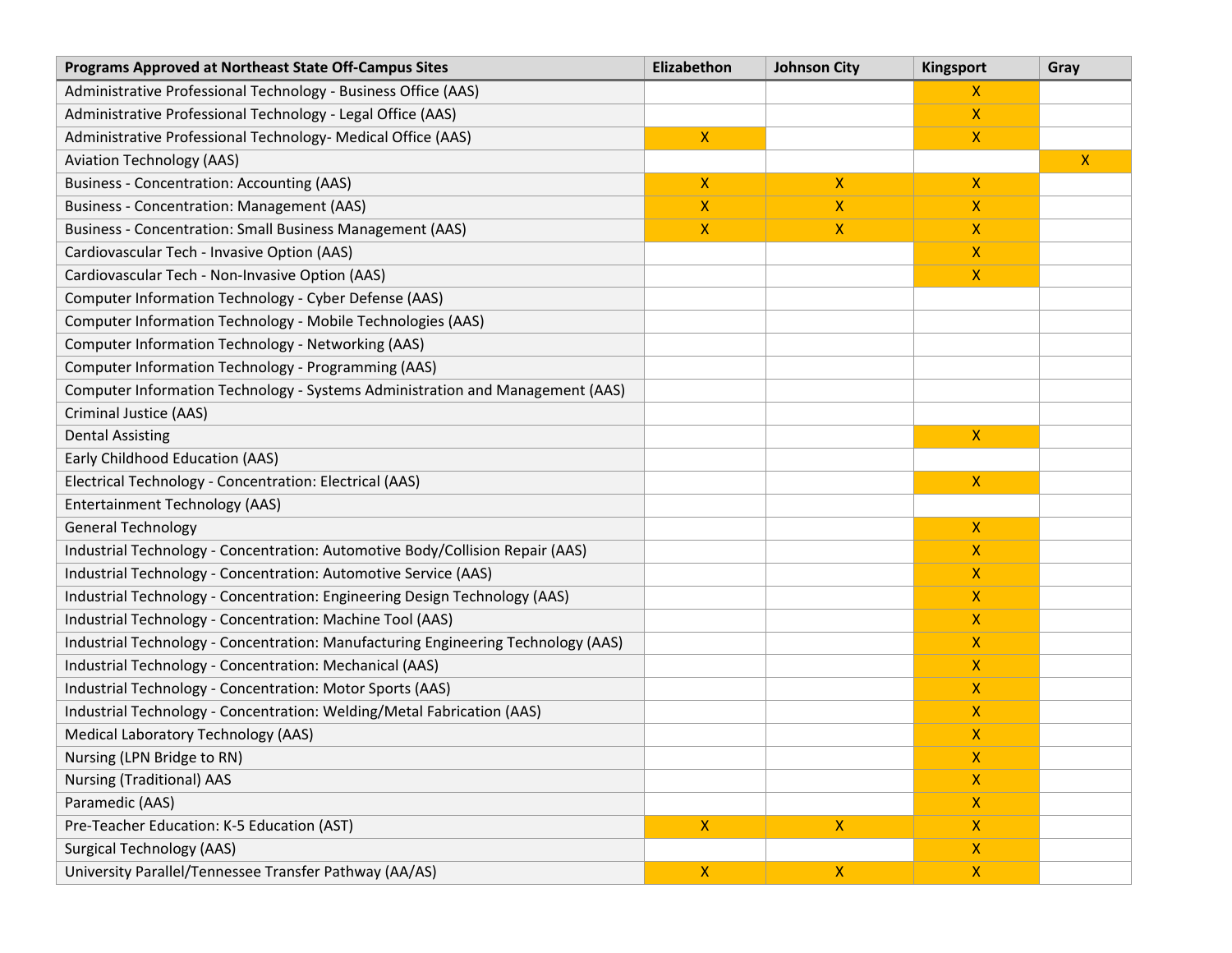| Programs Approved at Northeast State Off-Campus Sites | Elizabethon | Johnson City | Kingsport | Gray |
|---|---|---|---|---|
| Administrative Professional Technology - Business Office (AAS) | | | X | |
| Administrative Professional Technology - Legal Office (AAS) | | | X | |
| Administrative Professional Technology- Medical Office (AAS) | X | | X | |
| Aviation Technology (AAS) | | | | X |
| Business - Concentration: Accounting (AAS) | X | X | X | |
| Business - Concentration: Management (AAS) | X | X | X | |
| Business - Concentration: Small Business Management (AAS) | X | X | X | |
| Cardiovascular Tech - Invasive Option (AAS) | | | X | |
| Cardiovascular Tech - Non-Invasive Option (AAS) | | | X | |
| Computer Information Technology - Cyber Defense (AAS) | | | | |
| Computer Information Technology - Mobile Technologies (AAS) | | | | |
| Computer Information Technology - Networking (AAS) | | | | |
| Computer Information Technology - Programming (AAS) | | | | |
| Computer Information Technology - Systems Administration and Management (AAS) | | | | |
| Criminal Justice (AAS) | | | | |
| Dental Assisting | | | X | |
| Early Childhood Education (AAS) | | | | |
| Electrical Technology - Concentration: Electrical (AAS) | | | X | |
| Entertainment Technology (AAS) | | | | |
| General Technology | | | X | |
| Industrial Technology - Concentration: Automotive Body/Collision Repair (AAS) | | | X | |
| Industrial Technology - Concentration: Automotive Service (AAS) | | | X | |
| Industrial Technology - Concentration: Engineering Design Technology (AAS) | | | X | |
| Industrial Technology - Concentration: Machine Tool (AAS) | | | X | |
| Industrial Technology - Concentration: Manufacturing Engineering Technology (AAS) | | | X | |
| Industrial Technology - Concentration: Mechanical (AAS) | | | X | |
| Industrial Technology - Concentration: Motor Sports (AAS) | | | X | |
| Industrial Technology - Concentration: Welding/Metal Fabrication (AAS) | | | X | |
| Medical Laboratory Technology (AAS) | | | X | |
| Nursing (LPN Bridge to RN) | | | X | |
| Nursing (Traditional) AAS | | | X | |
| Paramedic (AAS) | | | X | |
| Pre-Teacher Education: K-5 Education (AST) | X | X | X | |
| Surgical Technology (AAS) | | | X | |
| University Parallel/Tennessee Transfer Pathway (AA/AS) | X | X | X | |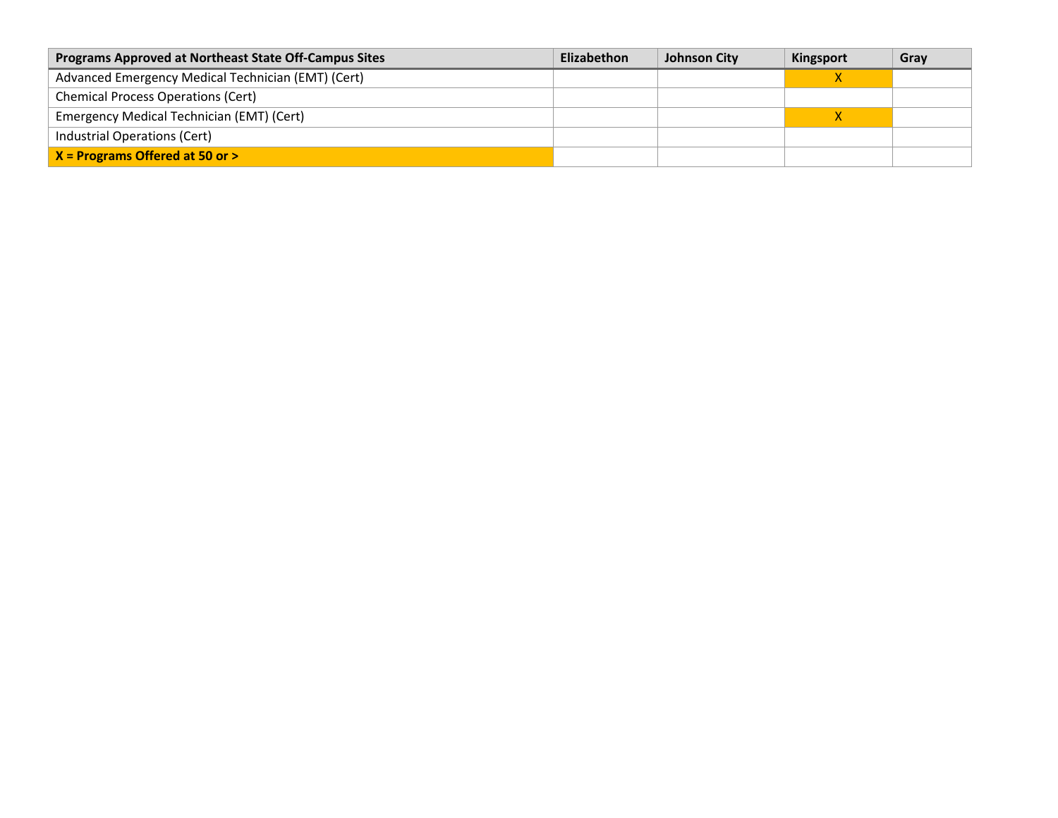| Programs Approved at Northeast State Off-Campus Sites | Elizabethon | Johnson City | Kingsport | Gray |
|---|---|---|---|---|
| Advanced Emergency Medical Technician (EMT) (Cert) | | | X | |
| Chemical Process Operations (Cert) | | | | |
| Emergency Medical Technician (EMT) (Cert) | | | X | |
| Industrial Operations (Cert) | | | | |
| **X = Programs Offered at 50 or >** | | | | |